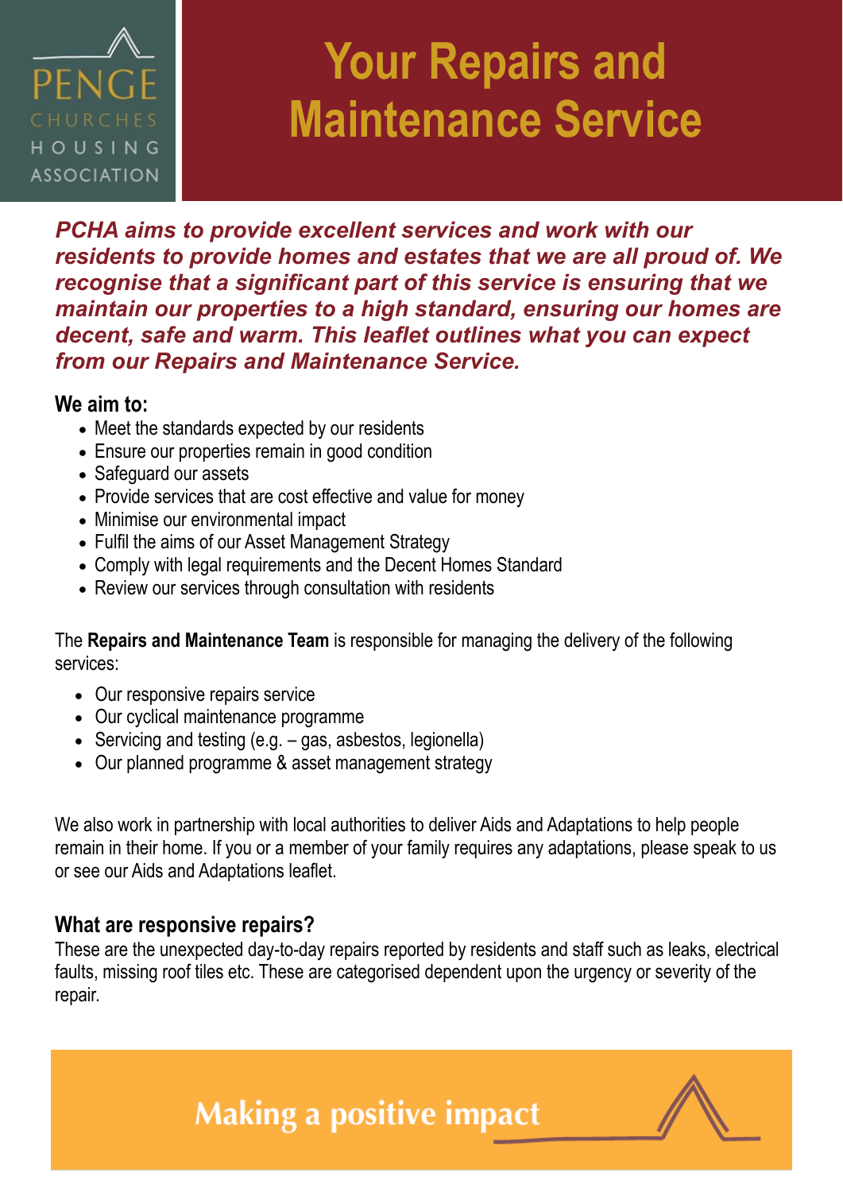PENGE CHURCHES HOUSING ASSOCIATION

# Your Repairs and Maintenance Service

***PCHA aims to provide excellent services and work with our residents to provide homes and estates that we are all proud of. We recognise that a significant part of this service is ensuring that we maintain our properties to a high standard, ensuring our homes are decent, safe and warm. This leaflet outlines what you can expect from our Repairs and Maintenance Service.***

## We aim to:

- Meet the standards expected by our residents
- Ensure our properties remain in good condition
- Safeguard our assets
- Provide services that are cost effective and value for money
- Minimise our environmental impact
- Fulfil the aims of our Asset Management Strategy
- Comply with legal requirements and the Decent Homes Standard
- Review our services through consultation with residents

The **Repairs and Maintenance Team** is responsible for managing the delivery of the following services:

- Our responsive repairs service
- Our cyclical maintenance programme
- Servicing and testing (e.g. – gas, asbestos, legionella)
- Our planned programme & asset management strategy

We also work in partnership with local authorities to deliver Aids and Adaptations to help people remain in their home. If you or a member of your family requires any adaptations, please speak to us or see our Aids and Adaptations leaflet.

## What are responsive repairs?

These are the unexpected day-to-day repairs reported by residents and staff such as leaks, electrical faults, missing roof tiles etc. These are categorised dependent upon the urgency or severity of the repair.

Making a positive impact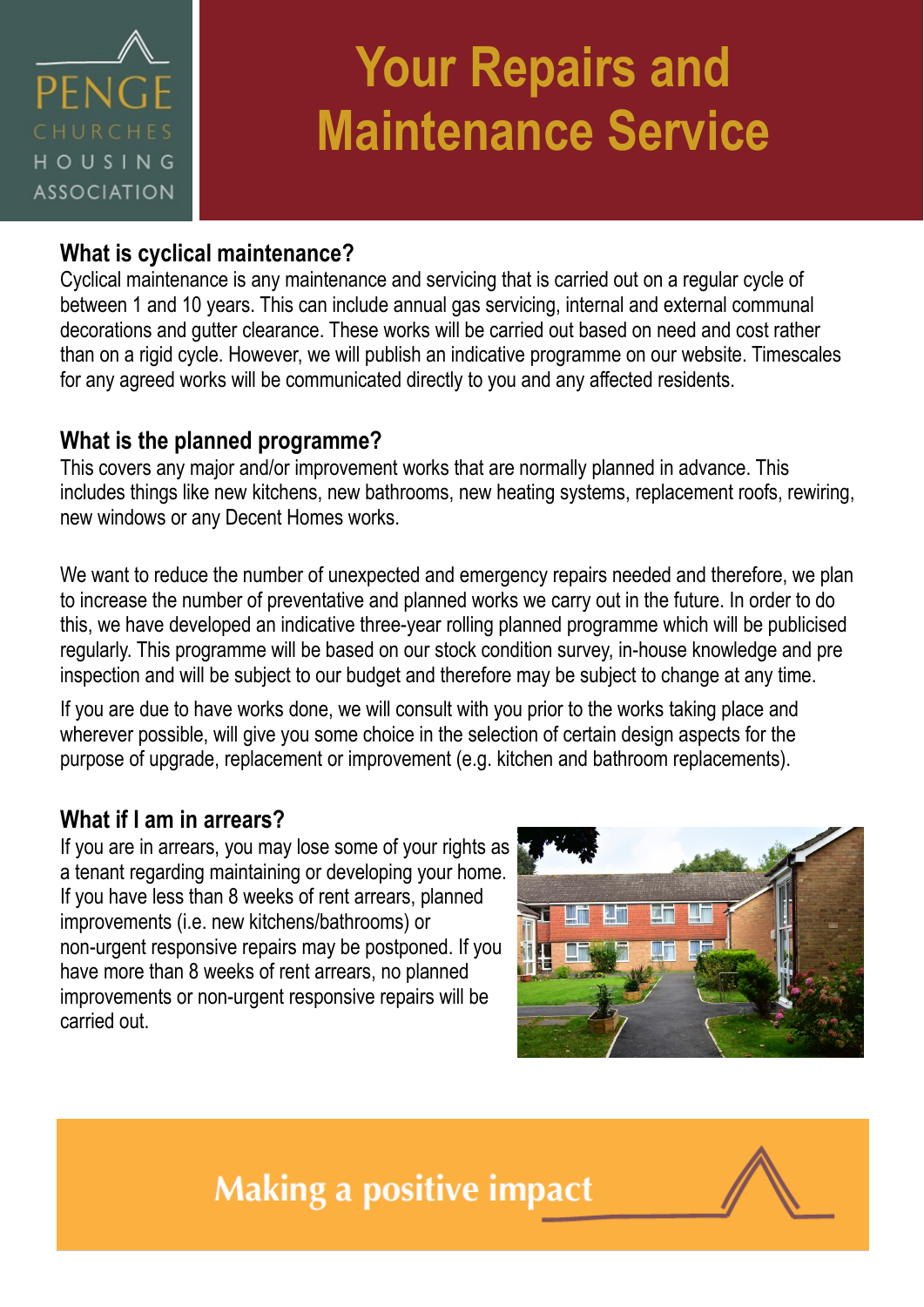# Your Repairs and Maintenance Service

## What is cyclical maintenance?

Cyclical maintenance is any maintenance and servicing that is carried out on a regular cycle of between 1 and 10 years. This can include annual gas servicing, internal and external communal decorations and gutter clearance. These works will be carried out based on need and cost rather than on a rigid cycle. However, we will publish an indicative programme on our website. Timescales for any agreed works will be communicated directly to you and any affected residents.

## What is the planned programme?

This covers any major and/or improvement works that are normally planned in advance. This includes things like new kitchens, new bathrooms, new heating systems, replacement roofs, rewiring, new windows or any Decent Homes works.

We want to reduce the number of unexpected and emergency repairs needed and therefore, we plan to increase the number of preventative and planned works we carry out in the future. In order to do this, we have developed an indicative three-year rolling planned programme which will be publicised regularly. This programme will be based on our stock condition survey, in-house knowledge and pre inspection and will be subject to our budget and therefore may be subject to change at any time.

If you are due to have works done, we will consult with you prior to the works taking place and wherever possible, will give you some choice in the selection of certain design aspects for the purpose of upgrade, replacement or improvement (e.g. kitchen and bathroom replacements).

## What if I am in arrears?

If you are in arrears, you may lose some of your rights as a tenant regarding maintaining or developing your home. If you have less than 8 weeks of rent arrears, planned improvements (i.e. new kitchens/bathrooms) or non-urgent responsive repairs may be postponed. If you have more than 8 weeks of rent arrears, no planned improvements or non-urgent responsive repairs will be carried out.

Making a positive impact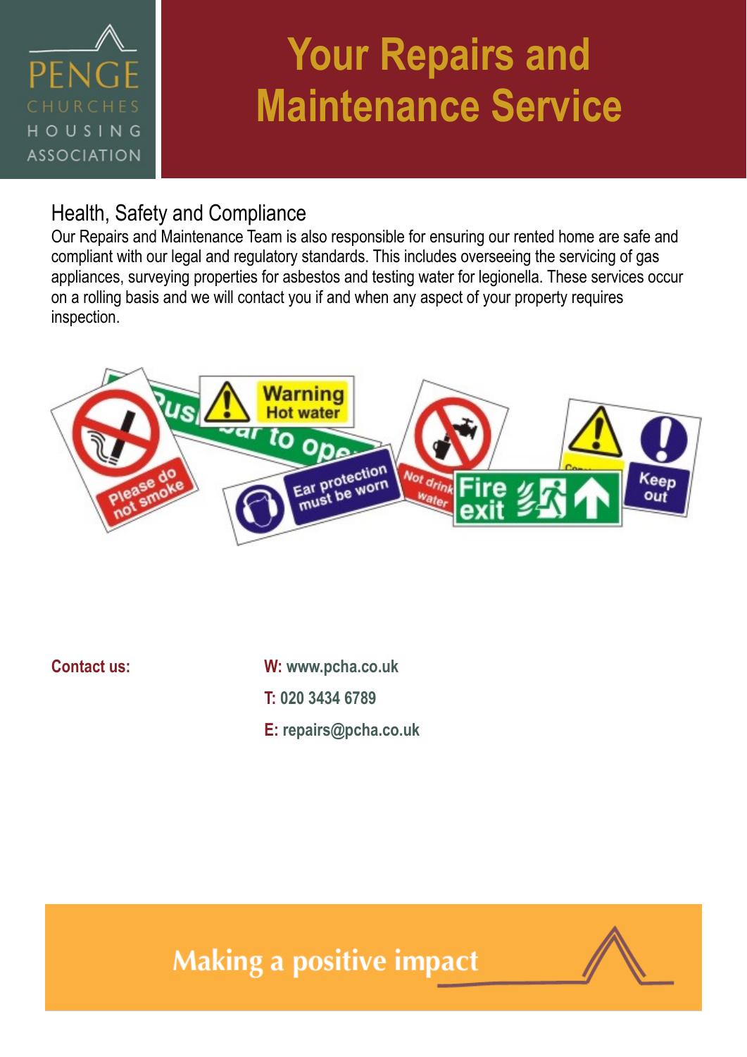# Your Repairs and Maintenance Service

## Health, Safety and Compliance

Our Repairs and Maintenance Team is also responsible for ensuring our rented home are safe and compliant with our legal and regulatory standards. This includes overseeing the servicing of gas appliances, surveying properties for asbestos and testing water for legionella. These services occur on a rolling basis and we will contact you if and when any aspect of your property requires inspection.

**Contact us:**

**W:** www.pcha.co.uk

**T:** 020 3434 6789

**E:** repairs@pcha.co.uk

Making a positive impact